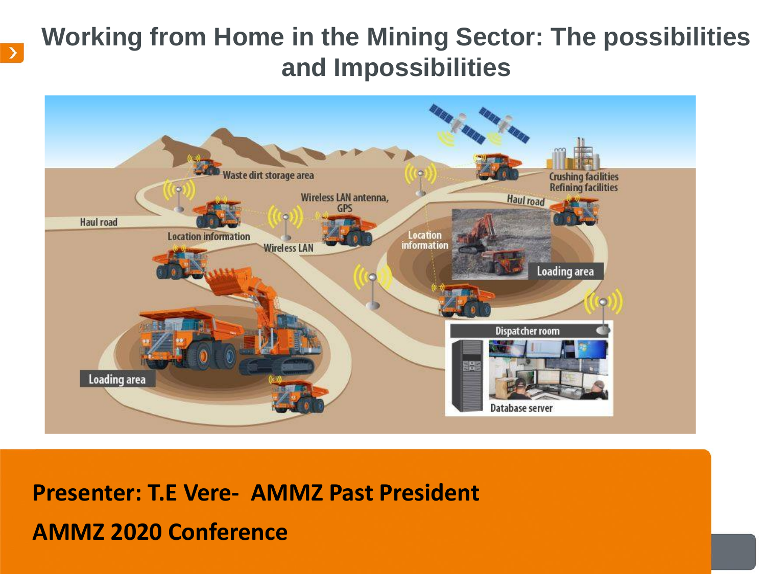# Working from Home in the Mining Sector: The possibilities and Impossibilities

**Presenter: T.E Vere- AMMZ Past President**

**AMMZ 2020 Conference**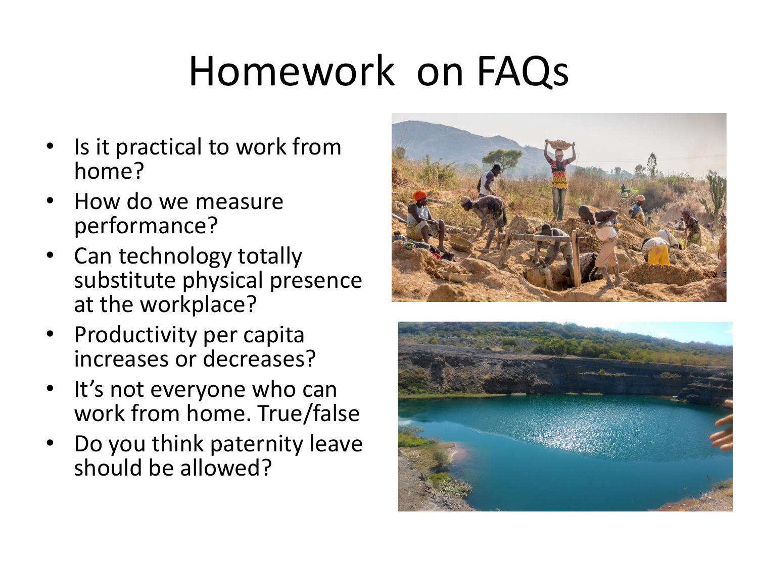# Homework on FAQs

- Is it practical to work from home?
- How do we measure performance?
- Can technology totally substitute physical presence at the workplace?
- Productivity per capita increases or decreases?
- It's not everyone who can work from home. True/false
- Do you think paternity leave should be allowed?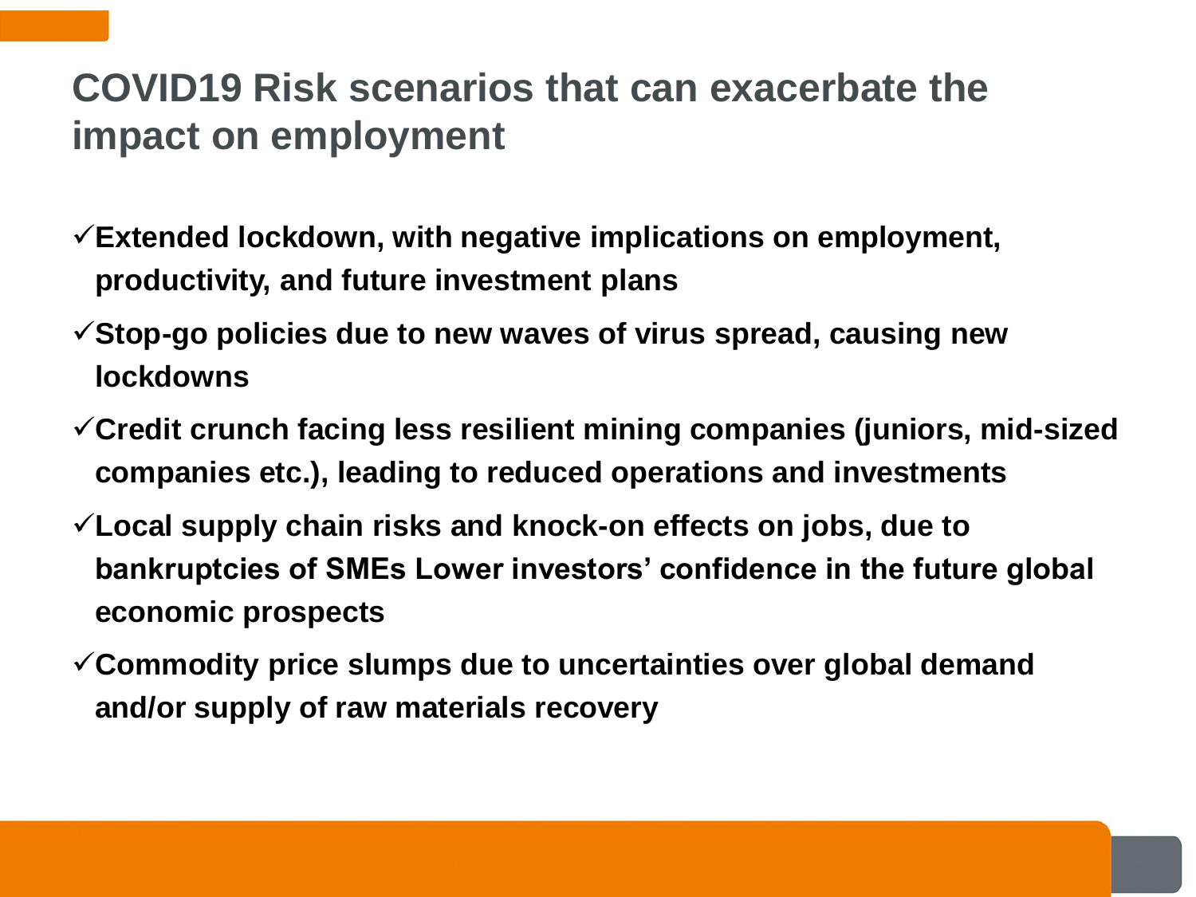# COVID19 Risk scenarios that can exacerbate the impact on employment

- ✓**Extended lockdown, with negative implications on employment, productivity, and future investment plans**
- ✓**Stop-go policies due to new waves of virus spread, causing new lockdowns**
- ✓**Credit crunch facing less resilient mining companies (juniors, mid-sized companies etc.), leading to reduced operations and investments**
- ✓**Local supply chain risks and knock-on effects on jobs, due to bankruptcies of SMEs Lower investors' confidence in the future global economic prospects**
- ✓**Commodity price slumps due to uncertainties over global demand and/or supply of raw materials recovery**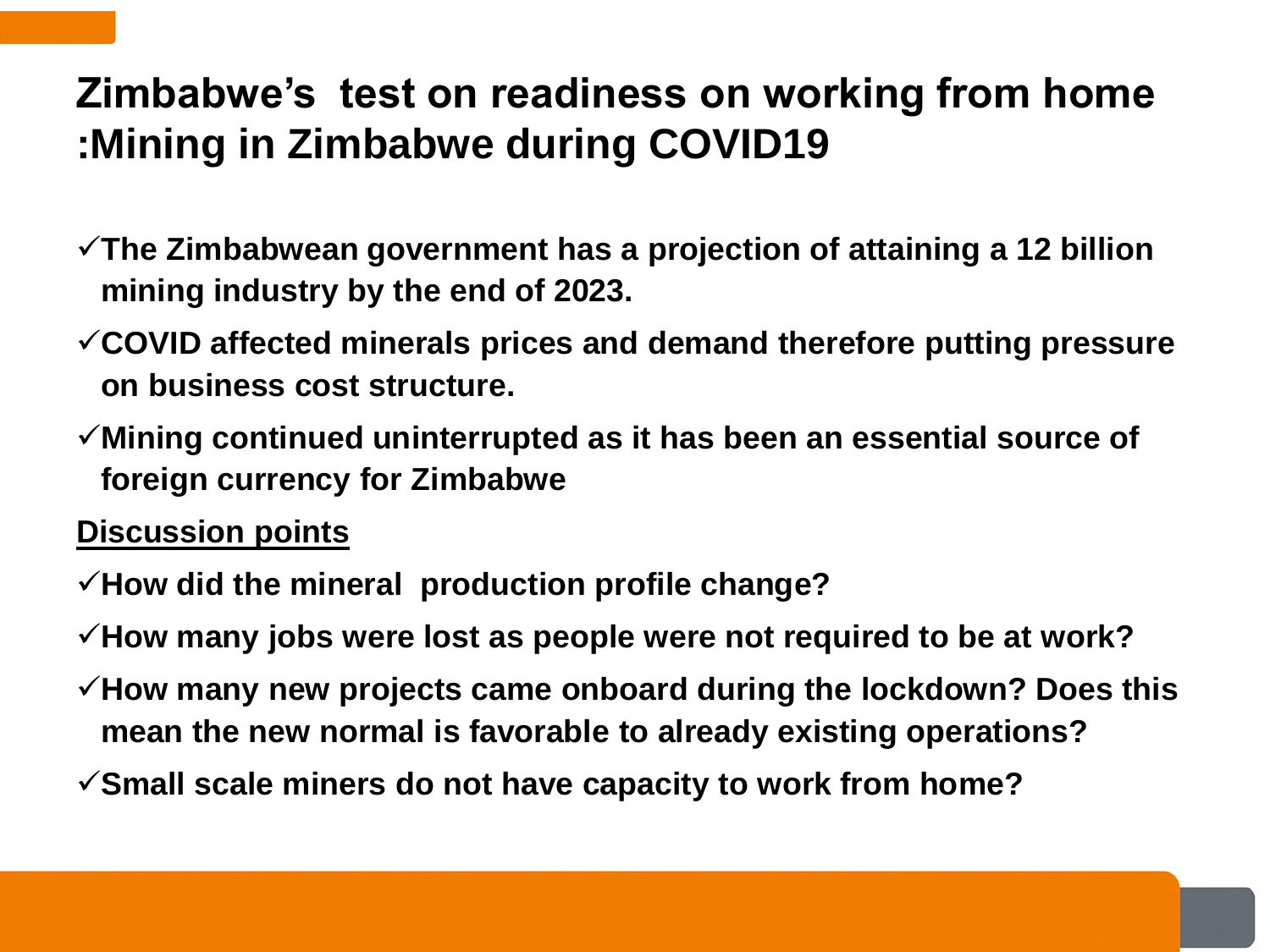# Zimbabwe's test on readiness on working from home :Mining in Zimbabwe during COVID19

- ✓The Zimbabwean government has a projection of attaining a 12 billion mining industry by the end of 2023.
- ✓COVID affected minerals prices and demand therefore putting pressure on business cost structure.
- ✓Mining continued uninterrupted as it has been an essential source of foreign currency for Zimbabwe

<u>Discussion points</u>

- ✓How did the mineral production profile change?
- ✓How many jobs were lost as people were not required to be at work?
- ✓How many new projects came onboard during the lockdown? Does this mean the new normal is favorable to already existing operations?
- ✓Small scale miners do not have capacity to work from home?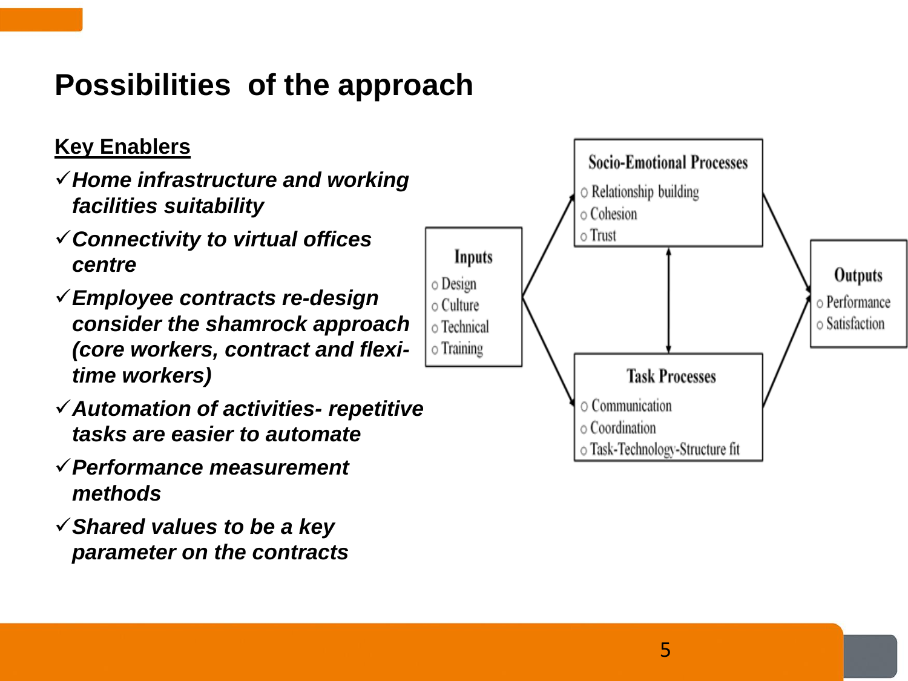# Possibilities of the approach

**Key Enablers**

- ✓ ***Home infrastructure and working facilities suitability***
- ✓ ***Connectivity to virtual offices centre***
- ✓ ***Employee contracts re-design consider the shamrock approach (core workers, contract and flexi-time workers)***
- ✓ ***Automation of activities- repetitive tasks are easier to automate***
- ✓ ***Performance measurement methods***
- ✓ ***Shared values to be a key parameter on the contracts***

**Inputs**
- Design
- Culture
- Technical
- Training

**Socio-Emotional Processes**
- Relationship building
- Cohesion
- Trust

**Task Processes**
- Communication
- Coordination
- Task-Technology-Structure fit

**Outputs**
- Performance
- Satisfaction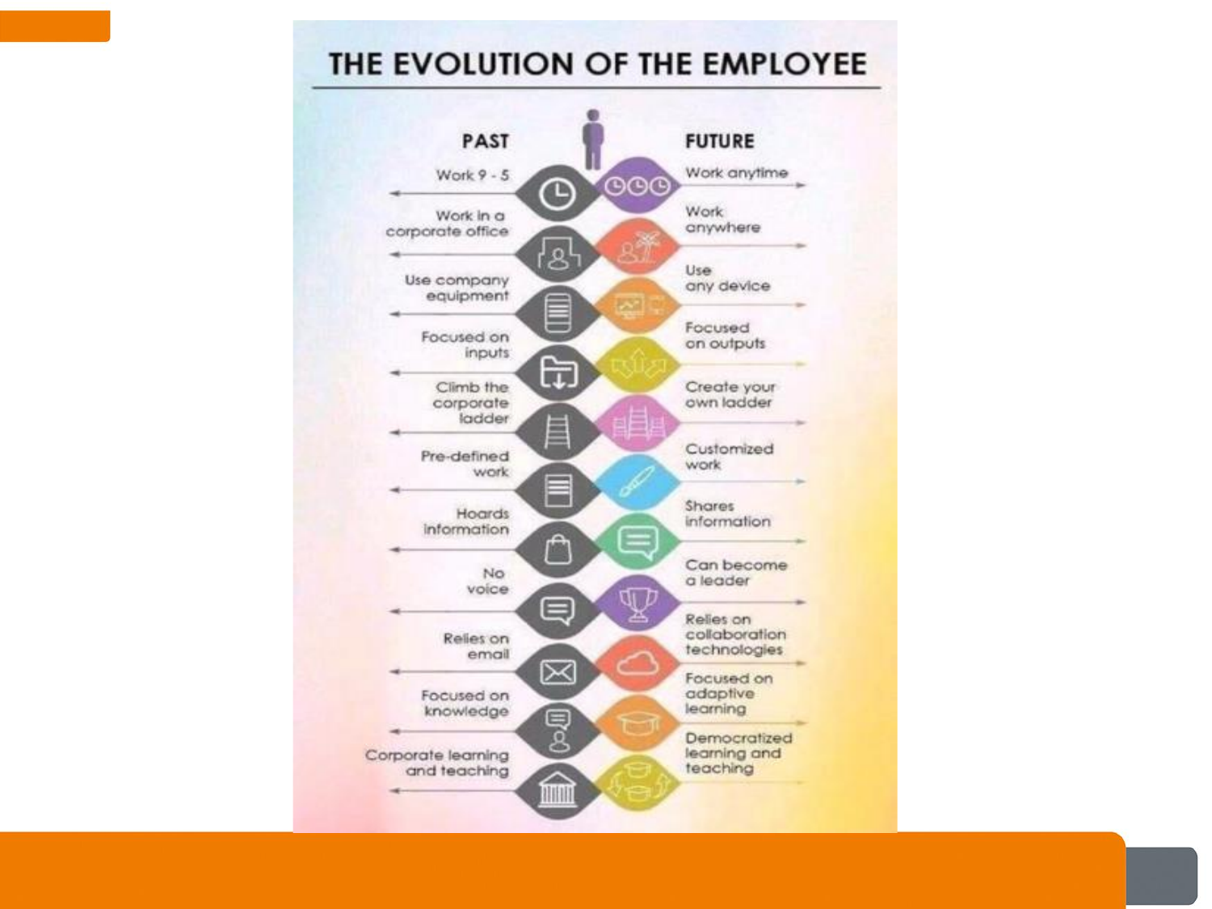# THE EVOLUTION OF THE EMPLOYEE

| PAST | FUTURE |
| --- | --- |
| Work 9 - 5 | Work anytime |
| Work in a corporate office | Work anywhere |
| Use company equipment | Use any device |
| Focused on inputs | Focused on outputs |
| Climb the corporate ladder | Create your own ladder |
| Pre-defined work | Customized work |
| Hoards information | Shares information |
| No voice | Can become a leader |
| Relies on email | Relies on collaboration technologies |
| Focused on knowledge | Focused on adaptive learning |
| Corporate learning and teaching | Democratized learning and teaching |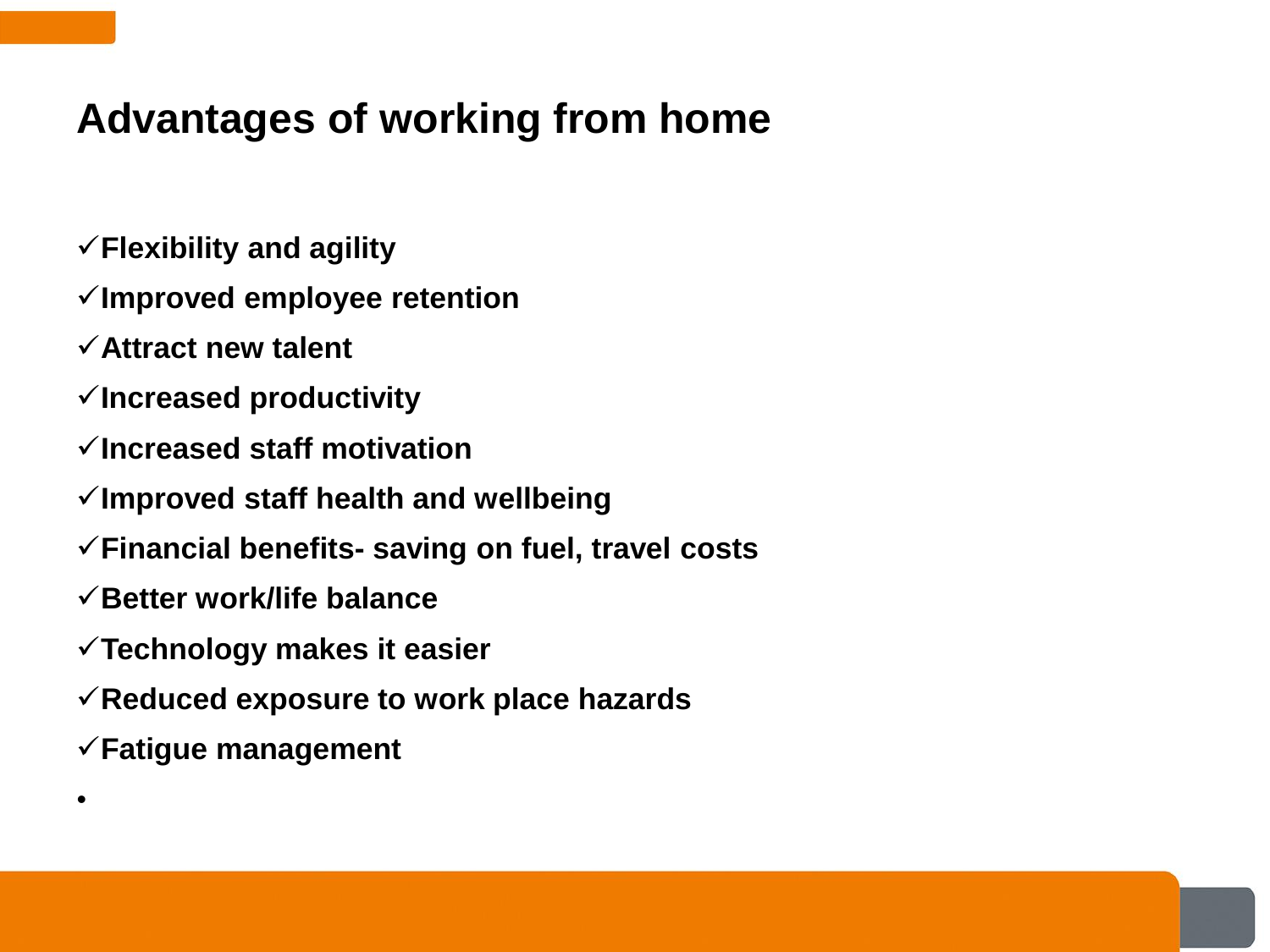# Advantages of working from home

- ✓**Flexibility and agility**
- ✓**Improved employee retention**
- ✓**Attract new talent**
- ✓**Increased productivity**
- ✓**Increased staff motivation**
- ✓**Improved staff health and wellbeing**
- ✓**Financial benefits- saving on fuel, travel costs**
- ✓**Better work/life balance**
- ✓**Technology makes it easier**
- ✓**Reduced exposure to work place hazards**
- ✓**Fatigue management**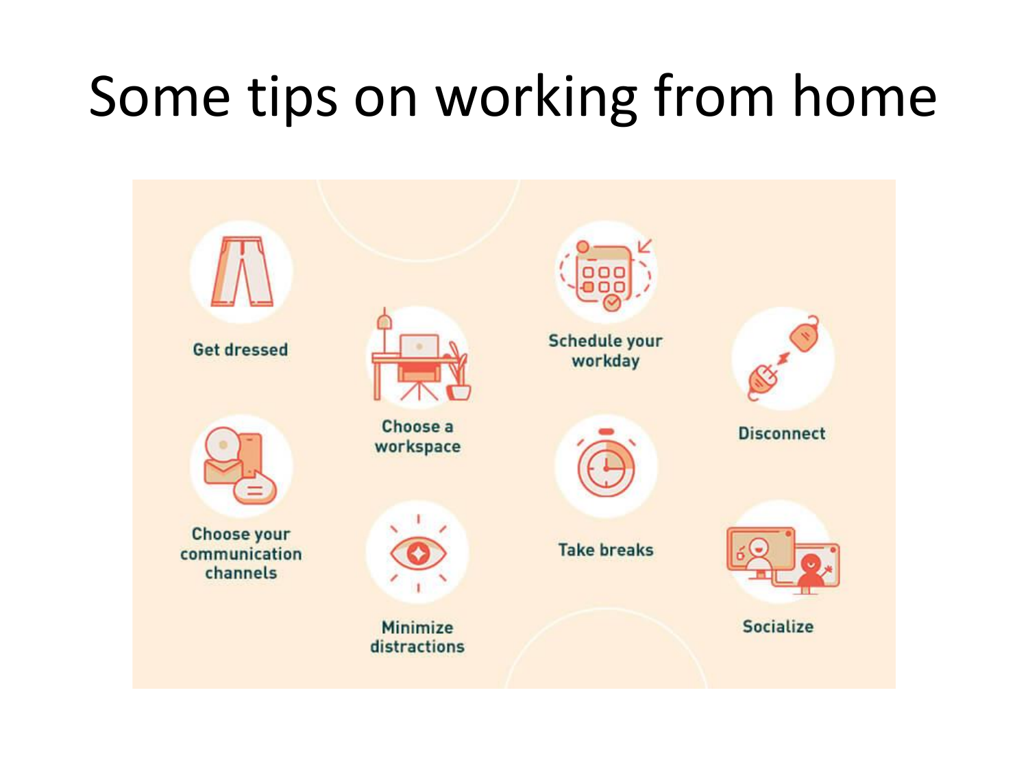# Some tips on working from home

- Get dressed
- Choose a workspace
- Schedule your workday
- Disconnect
- Choose your communication channels
- Minimize distractions
- Take breaks
- Socialize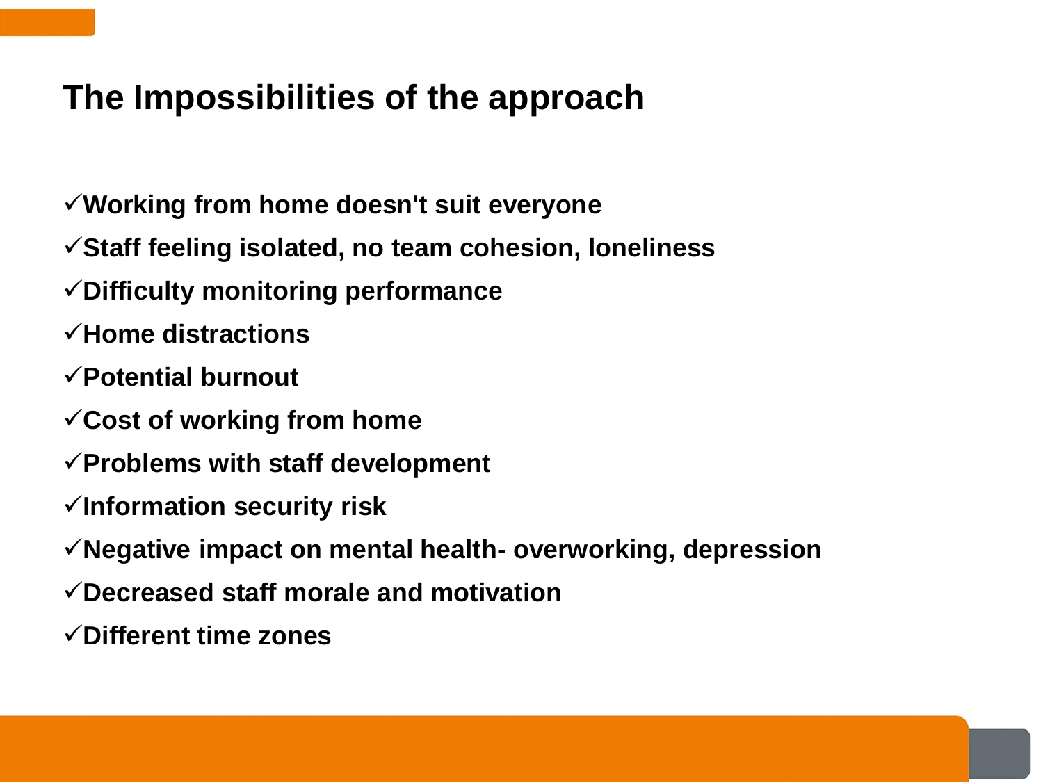# The Impossibilities of the approach

- ✓**Working from home doesn't suit everyone**
- ✓**Staff feeling isolated, no team cohesion, loneliness**
- ✓**Difficulty monitoring performance**
- ✓**Home distractions**
- ✓**Potential burnout**
- ✓**Cost of working from home**
- ✓**Problems with staff development**
- ✓**Information security risk**
- ✓**Negative impact on mental health- overworking, depression**
- ✓**Decreased staff morale and motivation**
- ✓**Different time zones**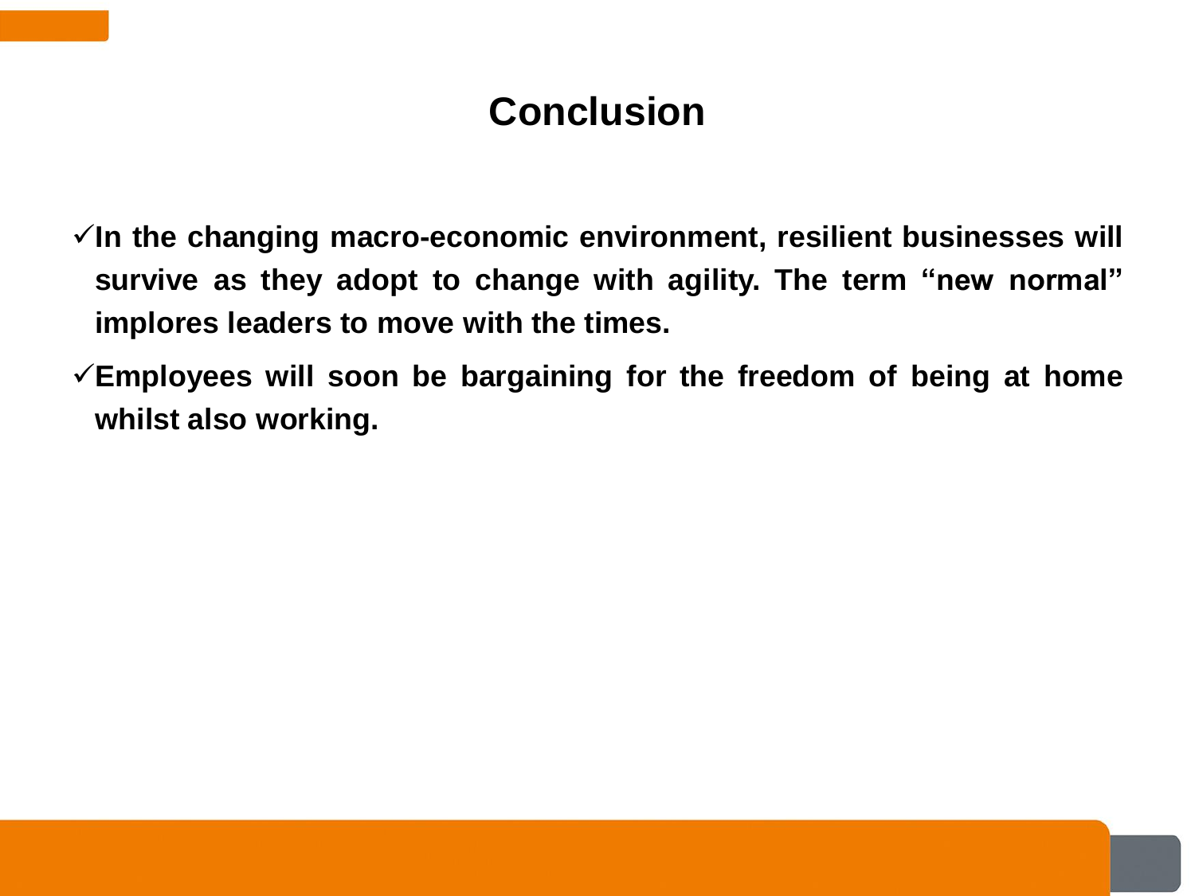# Conclusion

- ✓**In the changing macro-economic environment, resilient businesses will survive as they adopt to change with agility. The term “new normal” implores leaders to move with the times.**
- ✓**Employees will soon be bargaining for the freedom of being at home whilst also working.**